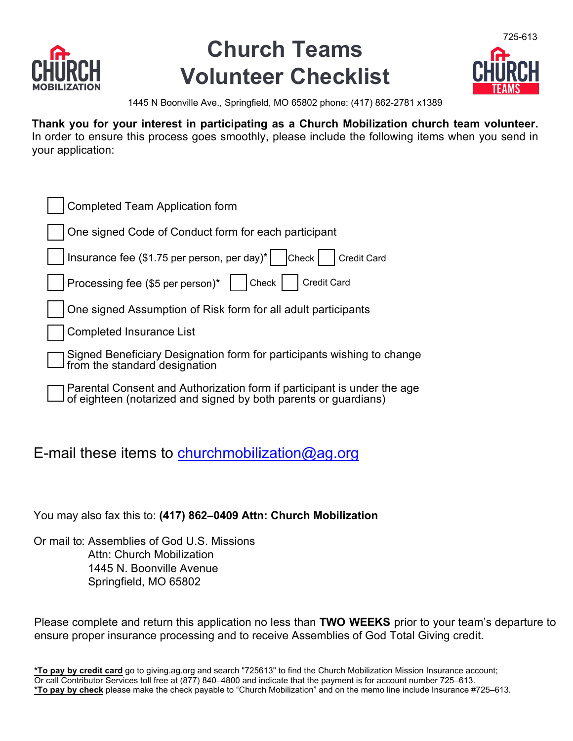725-613

# Church Teams Volunteer Checklist

1445 N Boonville Ave., Springfield, MO 65802 phone: (417) 862-2781 x1389

**Thank you for your interest in participating as a Church Mobilization church team volunteer.** In order to ensure this process goes smoothly, please include the following items when you send in your application:

- [ ] Completed Team Application form
- [ ] One signed Code of Conduct form for each participant
- [ ] Insurance fee ($1.75 per person, per day)* [ ] Check [ ] Credit Card
- [ ] Processing fee ($5 per person)* [ ] Check [ ] Credit Card
- [ ] One signed Assumption of Risk form for all adult participants
- [ ] Completed Insurance List
- [ ] Signed Beneficiary Designation form for participants wishing to change from the standard designation
- [ ] Parental Consent and Authorization form if participant is under the age of eighteen (notarized and signed by both parents or guardians)

## E-mail these items to churchmobilization@ag.org

You may also fax this to: **(417) 862–0409 Attn: Church Mobilization**

Or mail to: Assemblies of God U.S. Missions
Attn: Church Mobilization
1445 N. Boonville Avenue
Springfield, MO 65802

Please complete and return this application no less than **TWO WEEKS** prior to your team's departure to ensure proper insurance processing and to receive Assemblies of God Total Giving credit.

**\*To pay by credit card** go to giving.ag.org and search "725613" to find the Church Mobilization Mission Insurance account; Or call Contributor Services toll free at (877) 840–4800 and indicate that the payment is for account number 725–613.
**\*To pay by check** please make the check payable to "Church Mobilization" and on the memo line include Insurance #725–613.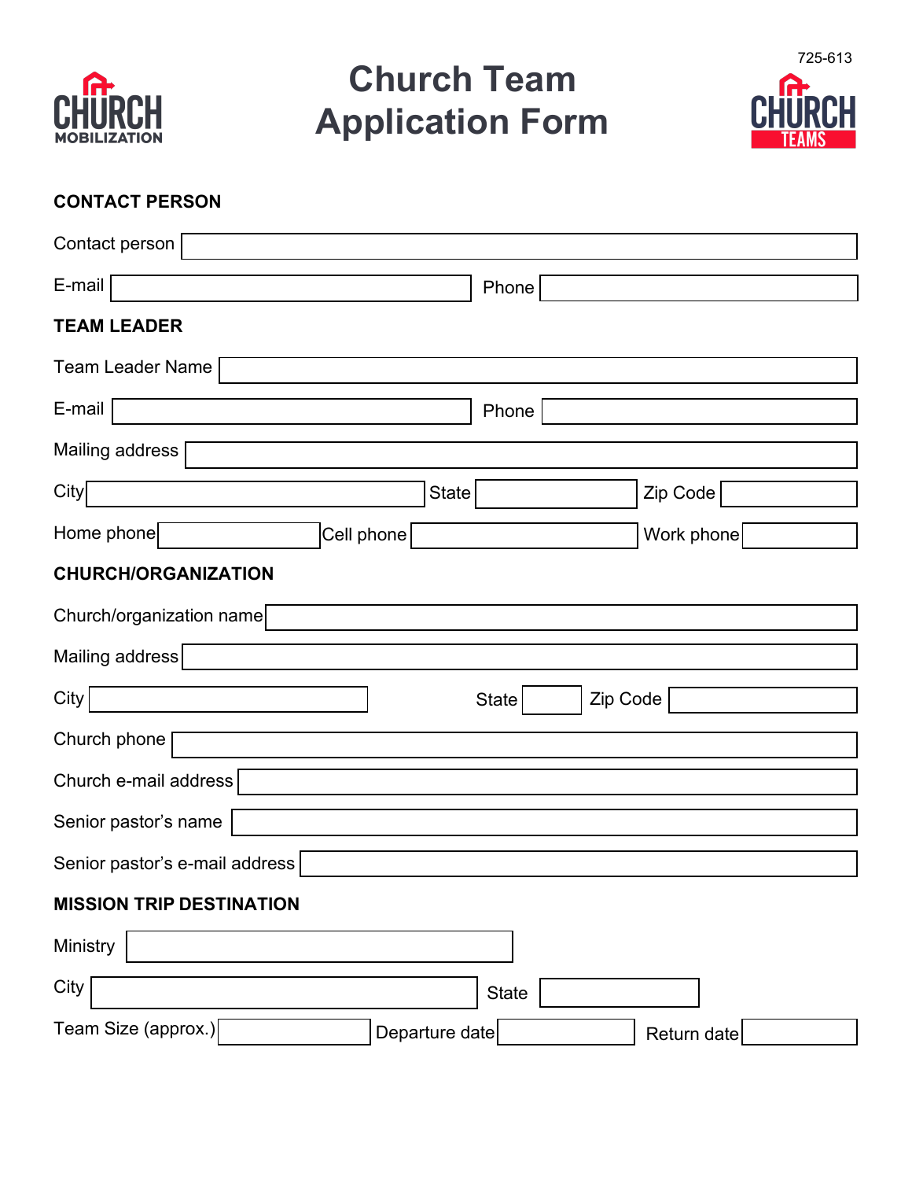725-613

# Church Team Application Form

### CONTACT PERSON

Contact person ______________________________

E-mail ______________________ Phone ______________________

### TEAM LEADER

Team Leader Name ______________________________

E-mail ______________________ Phone ______________________

Mailing address ______________________________

City ______________ State ______________ Zip Code ______________

Home phone ______________ Cell phone ______________ Work phone ______________

### CHURCH/ORGANIZATION

Church/organization name ______________________________

Mailing address ______________________________

City ______________ State ______________ Zip Code ______________

Church phone ______________________________

Church e-mail address ______________________________

Senior pastor's name ______________________________

Senior pastor's e-mail address ______________________________

### MISSION TRIP DESTINATION

Ministry ______________________________

City ______________________ State ______________

Team Size (approx.) ______________ Departure date ______________ Return date ______________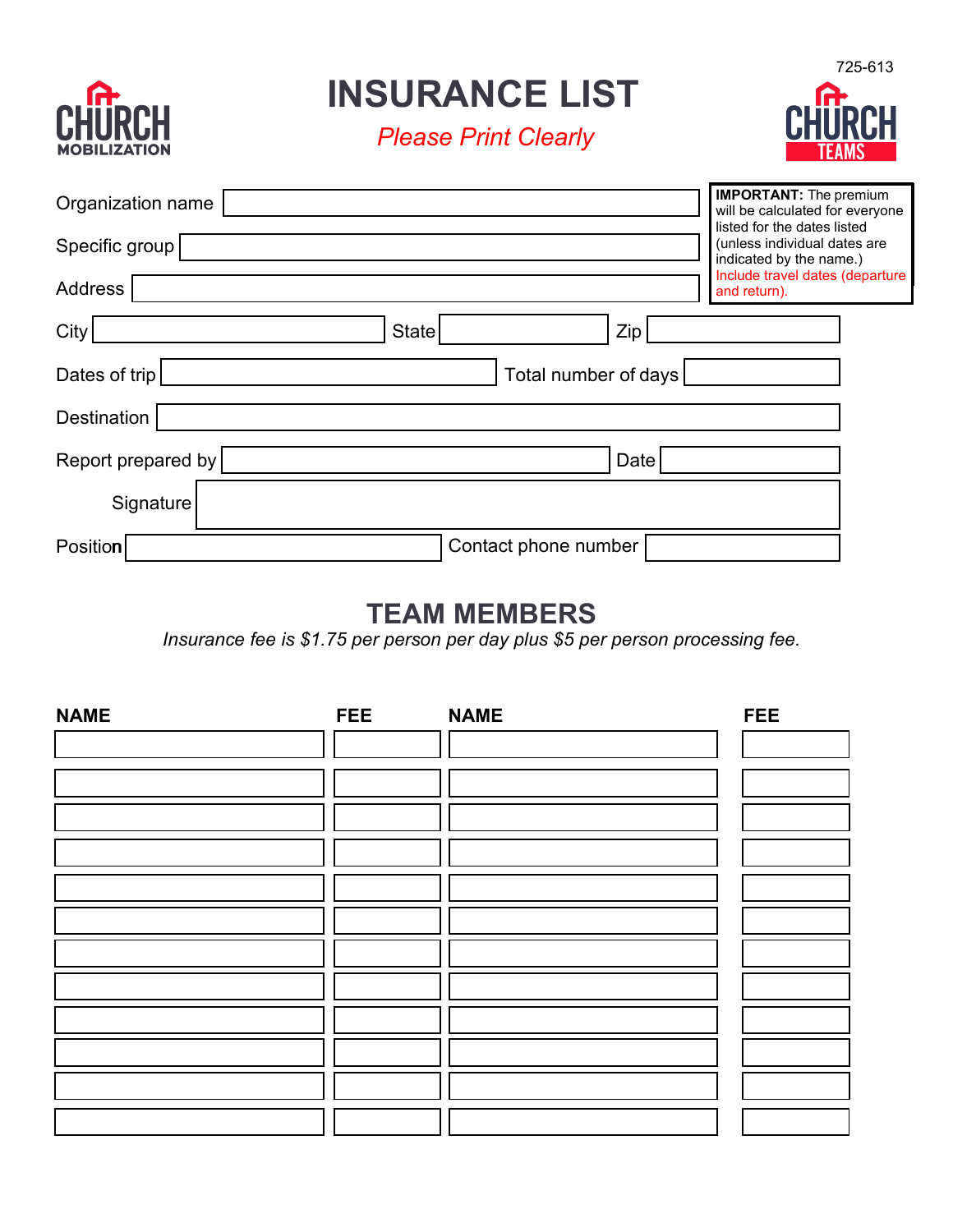725-613

CHURCH MOBILIZATION

# INSURANCE LIST

*Please Print Clearly*

CHURCH TEAMS

**IMPORTANT:** The premium will be calculated for everyone listed for the dates listed (unless individual dates are indicated by the name.) Include travel dates (departure and return).

Organization name

Specific group

Address

City | State | Zip

Dates of trip | Total number of days

Destination

Report prepared by | Date

Signature

Position | Contact phone number

## TEAM MEMBERS

*Insurance fee is $1.75 per person per day plus $5 per person processing fee.*

| NAME | FEE | NAME | FEE |
|---|---|---|---|
| | | | |
| | | | |
| | | | |
| | | | |
| | | | |
| | | | |
| | | | |
| | | | |
| | | | |
| | | | |
| | | | |
| | | | |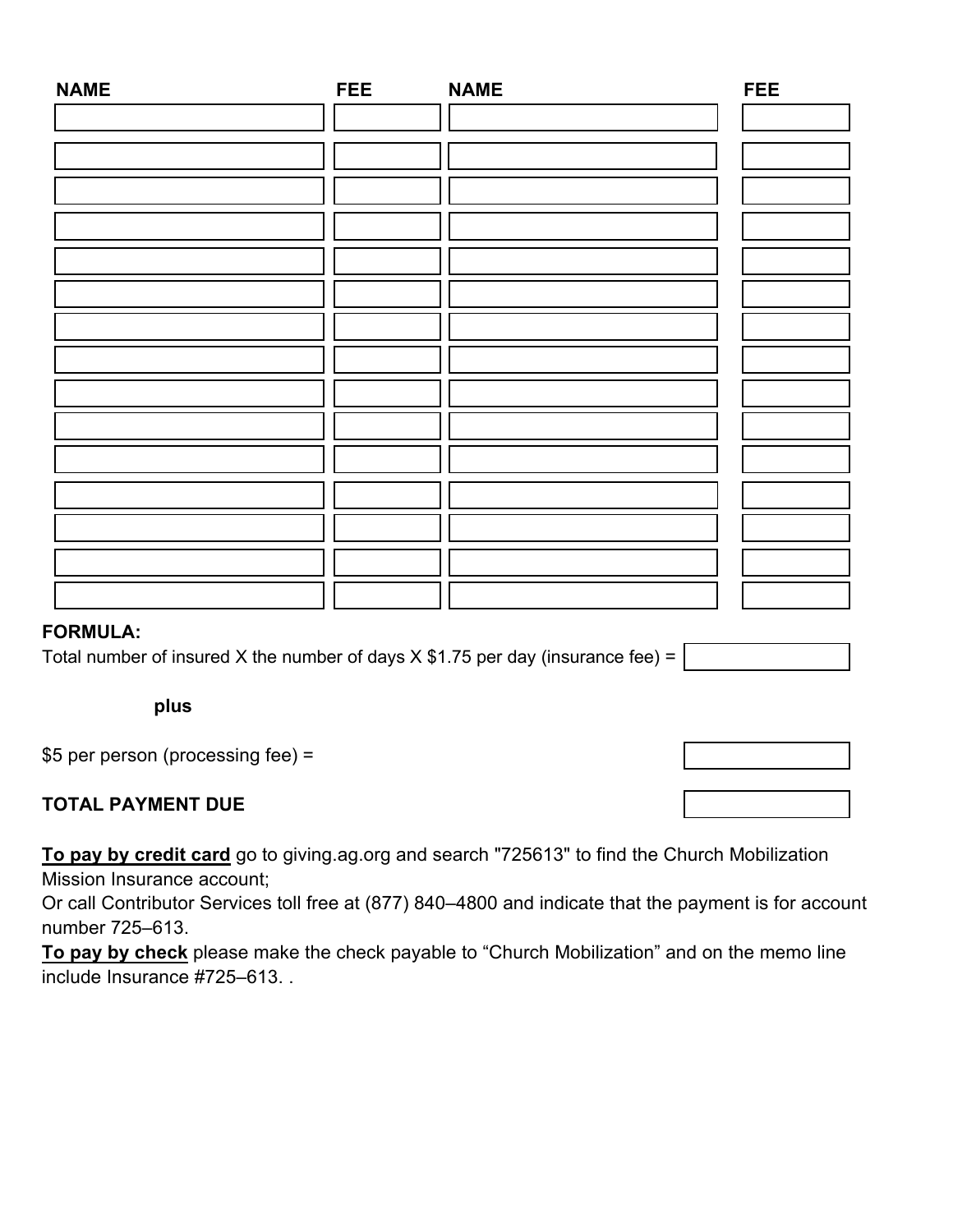| NAME | FEE | NAME | FEE |
| --- | --- | --- | --- |
| | | | |
| | | | |
| | | | |
| | | | |
| | | | |
| | | | |
| | | | |
| | | | |
| | | | |
| | | | |
| | | | |
| | | | |
| | | | |
| | | | |
| | | | |

**FORMULA:**

Total number of insured X the number of days X $1.75 per day (insurance fee) = \_\_\_\_\_\_\_\_

**plus**

$5 per person (processing fee) = \_\_\_\_\_\_\_\_

**TOTAL PAYMENT DUE** \_\_\_\_\_\_\_\_

**<u>To pay by credit card</u>** go to giving.ag.org and search "725613" to find the Church Mobilization Mission Insurance account;
Or call Contributor Services toll free at (877) 840–4800 and indicate that the payment is for account number 725–613.
**<u>To pay by check</u>** please make the check payable to "Church Mobilization" and on the memo line include Insurance #725–613. .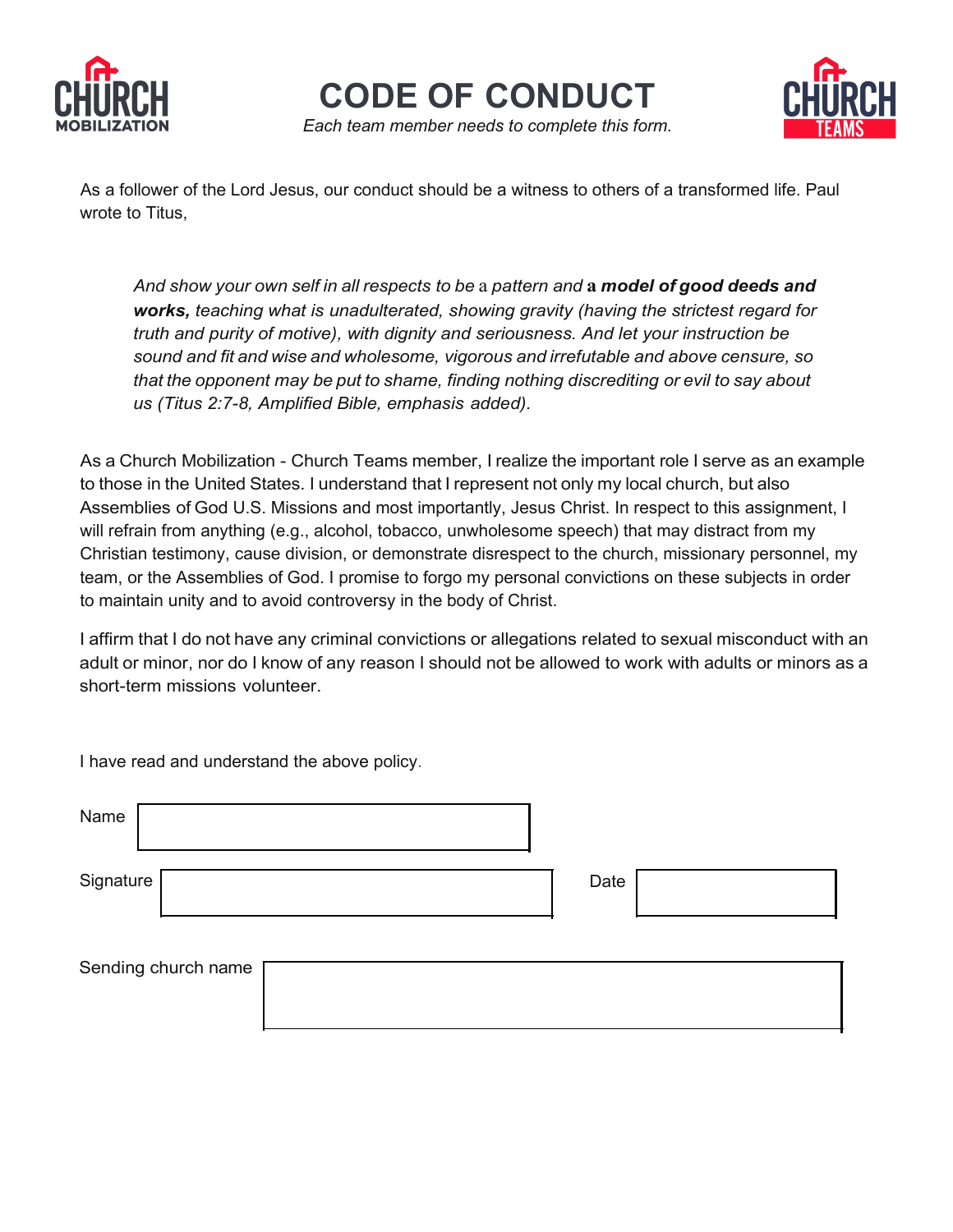# CODE OF CONDUCT

*Each team member needs to complete this form.*

As a follower of the Lord Jesus, our conduct should be a witness to others of a transformed life. Paul wrote to Titus,

> *And show your own self in all respects to be a pattern and **a model of good deeds and works,** teaching what is unadulterated, showing gravity (having the strictest regard for truth and purity of motive), with dignity and seriousness. And let your instruction be sound and fit and wise and wholesome, vigorous and irrefutable and above censure, so that the opponent may be put to shame, finding nothing discrediting or evil to say about us (Titus 2:7-8, Amplified Bible, emphasis added).*

As a Church Mobilization - Church Teams member, I realize the important role I serve as an example to those in the United States. I understand that I represent not only my local church, but also Assemblies of God U.S. Missions and most importantly, Jesus Christ. In respect to this assignment, I will refrain from anything (e.g., alcohol, tobacco, unwholesome speech) that may distract from my Christian testimony, cause division, or demonstrate disrespect to the church, missionary personnel, my team, or the Assemblies of God. I promise to forgo my personal convictions on these subjects in order to maintain unity and to avoid controversy in the body of Christ.

I affirm that I do not have any criminal convictions or allegations related to sexual misconduct with an adult or minor, nor do I know of any reason I should not be allowed to work with adults or minors as a short-term missions volunteer.

I have read and understand the above policy.

Name ______________________________

Signature ______________________________ Date ______________

Sending church name ______________________________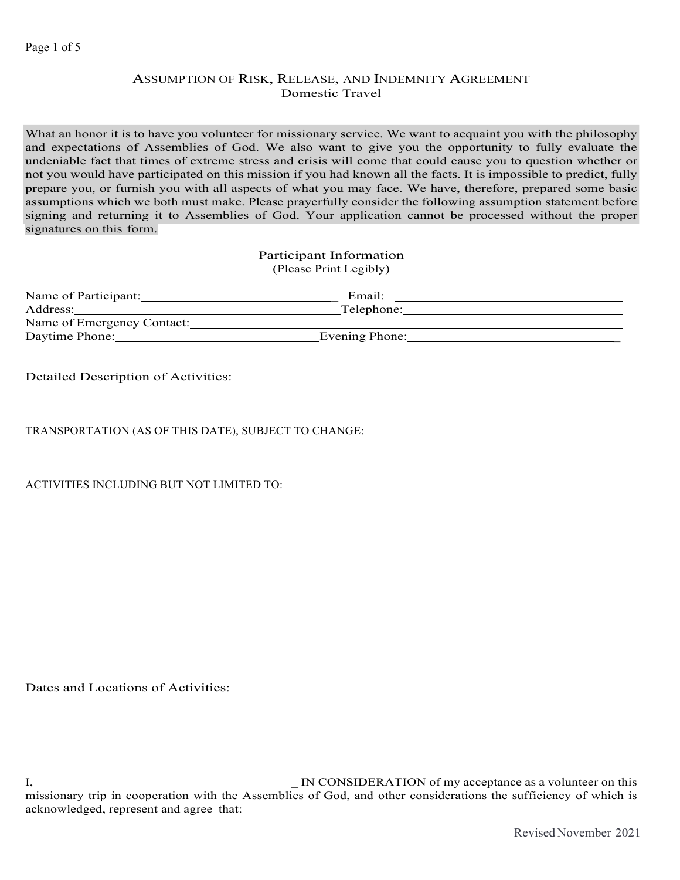# Assumption of Risk, Release, and Indemnity Agreement
## Domestic Travel

What an honor it is to have you volunteer for missionary service. We want to acquaint you with the philosophy and expectations of Assemblies of God. We also want to give you the opportunity to fully evaluate the undeniable fact that times of extreme stress and crisis will come that could cause you to question whether or not you would have participated on this mission if you had known all the facts. It is impossible to predict, fully prepare you, or furnish you with all aspects of what you may face. We have, therefore, prepared some basic assumptions which we both must make. Please prayerfully consider the following assumption statement before signing and returning it to Assemblies of God. Your application cannot be processed without the proper signatures on this form.

### Participant Information
(Please Print Legibly)

Name of Participant:______________________________ Email: ______________________________

Address:______________________________Telephone:______________________________

Name of Emergency Contact:____________________________________________________________

Daytime Phone:______________________________Evening Phone:______________________________

Detailed Description of Activities:

TRANSPORTATION (AS OF THIS DATE), SUBJECT TO CHANGE:

ACTIVITIES INCLUDING BUT NOT LIMITED TO:

Dates and Locations of Activities:

I,______________________________ IN CONSIDERATION of my acceptance as a volunteer on this missionary trip in cooperation with the Assemblies of God, and other considerations the sufficiency of which is acknowledged, represent and agree that:

Revised November 2021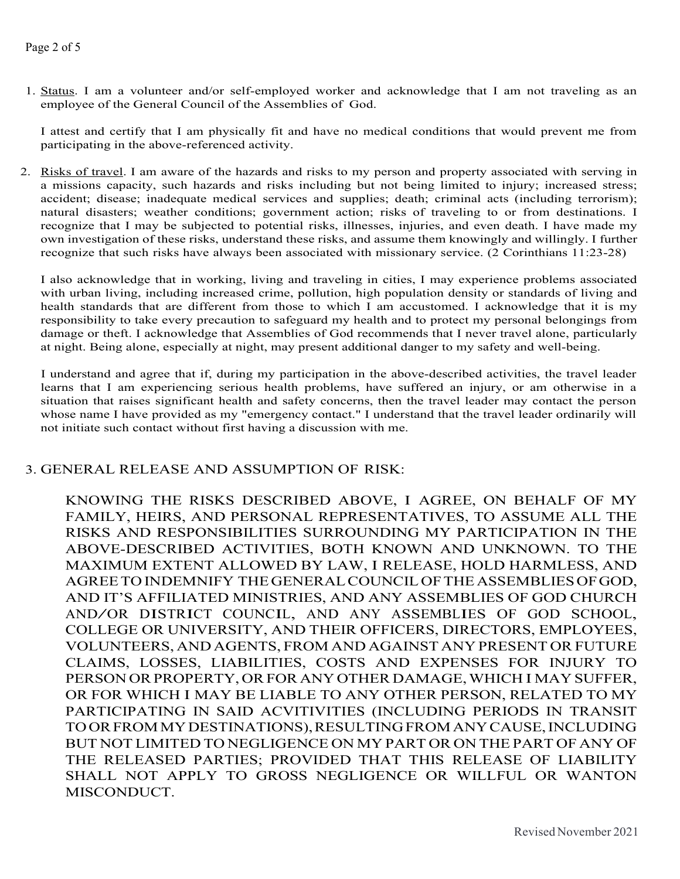1. Status. I am a volunteer and/or self-employed worker and acknowledge that I am not traveling as an employee of the General Council of the Assemblies of God.

   I attest and certify that I am physically fit and have no medical conditions that would prevent me from participating in the above-referenced activity.

2. Risks of travel. I am aware of the hazards and risks to my person and property associated with serving in a missions capacity, such hazards and risks including but not being limited to injury; increased stress; accident; disease; inadequate medical services and supplies; death; criminal acts (including terrorism); natural disasters; weather conditions; government action; risks of traveling to or from destinations. I recognize that I may be subjected to potential risks, illnesses, injuries, and even death. I have made my own investigation of these risks, understand these risks, and assume them knowingly and willingly. I further recognize that such risks have always been associated with missionary service. (2 Corinthians 11:23-28)

   I also acknowledge that in working, living and traveling in cities, I may experience problems associated with urban living, including increased crime, pollution, high population density or standards of living and health standards that are different from those to which I am accustomed. I acknowledge that it is my responsibility to take every precaution to safeguard my health and to protect my personal belongings from damage or theft. I acknowledge that Assemblies of God recommends that I never travel alone, particularly at night. Being alone, especially at night, may present additional danger to my safety and well-being.

   I understand and agree that if, during my participation in the above-described activities, the travel leader learns that I am experiencing serious health problems, have suffered an injury, or am otherwise in a situation that raises significant health and safety concerns, then the travel leader may contact the person whose name I have provided as my "emergency contact." I understand that the travel leader ordinarily will not initiate such contact without first having a discussion with me.

3. GENERAL RELEASE AND ASSUMPTION OF RISK:

   KNOWING THE RISKS DESCRIBED ABOVE, I AGREE, ON BEHALF OF MY FAMILY, HEIRS, AND PERSONAL REPRESENTATIVES, TO ASSUME ALL THE RISKS AND RESPONSIBILITIES SURROUNDING MY PARTICIPATION IN THE ABOVE-DESCRIBED ACTIVITIES, BOTH KNOWN AND UNKNOWN. TO THE MAXIMUM EXTENT ALLOWED BY LAW, I RELEASE, HOLD HARMLESS, AND AGREE TO INDEMNIFY THE GENERAL COUNCIL OF THE ASSEMBLIES OF GOD, AND IT'S AFFILIATED MINISTRIES, AND ANY ASSEMBLIES OF GOD CHURCH AND/OR DISTRICT COUNCIL, AND ANY ASSEMBLIES OF GOD SCHOOL, COLLEGE OR UNIVERSITY, AND THEIR OFFICERS, DIRECTORS, EMPLOYEES, VOLUNTEERS, AND AGENTS, FROM AND AGAINST ANY PRESENT OR FUTURE CLAIMS, LOSSES, LIABILITIES, COSTS AND EXPENSES FOR INJURY TO PERSON OR PROPERTY, OR FOR ANY OTHER DAMAGE, WHICH I MAY SUFFER, OR FOR WHICH I MAY BE LIABLE TO ANY OTHER PERSON, RELATED TO MY PARTICIPATING IN SAID ACVITIVITIES (INCLUDING PERIODS IN TRANSIT TO OR FROM MY DESTINATIONS), RESULTING FROM ANY CAUSE, INCLUDING BUT NOT LIMITED TO NEGLIGENCE ON MY PART OR ON THE PART OF ANY OF THE RELEASED PARTIES; PROVIDED THAT THIS RELEASE OF LIABILITY SHALL NOT APPLY TO GROSS NEGLIGENCE OR WILLFUL OR WANTON MISCONDUCT.

Revised November 2021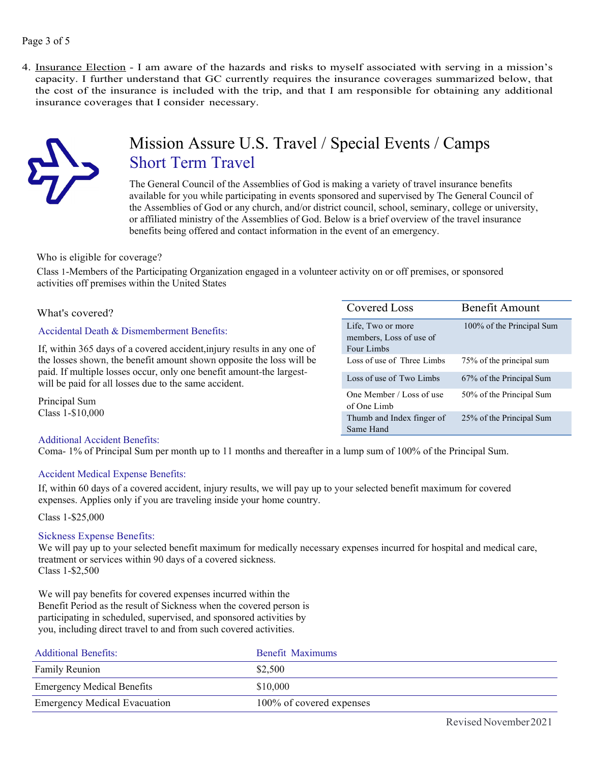4. <u>Insurance Election</u> - I am aware of the hazards and risks to myself associated with serving in a mission's capacity. I further understand that GC currently requires the insurance coverages summarized below, that the cost of the insurance is included with the trip, and that I am responsible for obtaining any additional insurance coverages that I consider necessary.

# Mission Assure U.S. Travel / Special Events / Camps

## Short Term Travel

The General Council of the Assemblies of God is making a variety of travel insurance benefits available for you while participating in events sponsored and supervised by The General Council of the Assemblies of God or any church, and/or district council, school, seminary, college or university, or affiliated ministry of the Assemblies of God. Below is a brief overview of the travel insurance benefits being offered and contact information in the event of an emergency.

Who is eligible for coverage?

Class 1-Members of the Participating Organization engaged in a volunteer activity on or off premises, or sponsored activities off premises within the United States

What's covered?

### Accidental Death & Dismemberment Benefits:

If, within 365 days of a covered accident,injury results in any one of the losses shown, the benefit amount shown opposite the loss will be paid. If multiple losses occur, only one benefit amount-the largest-will be paid for all losses due to the same accident.

Principal Sum
Class 1-$10,000

| Covered Loss | Benefit Amount |
|---|---|
| Life, Two or more members, Loss of use of Four Limbs | 100% of the Principal Sum |
| Loss of use of Three Limbs | 75% of the principal sum |
| Loss of use of Two Limbs | 67% of the Principal Sum |
| One Member / Loss of use of One Limb | 50% of the Principal Sum |
| Thumb and Index finger of Same Hand | 25% of the Principal Sum |

### Additional Accident Benefits:

Coma- 1% of Principal Sum per month up to 11 months and thereafter in a lump sum of 100% of the Principal Sum.

### Accident Medical Expense Benefits:

If, within 60 days of a covered accident, injury results, we will pay up to your selected benefit maximum for covered expenses. Applies only if you are traveling inside your home country.

Class 1-$25,000

### Sickness Expense Benefits:

We will pay up to your selected benefit maximum for medically necessary expenses incurred for hospital and medical care, treatment or services within 90 days of a covered sickness.
Class 1-$2,500

We will pay benefits for covered expenses incurred within the Benefit Period as the result of Sickness when the covered person is participating in scheduled, supervised, and sponsored activities by you, including direct travel to and from such covered activities.

| Additional Benefits: | Benefit Maximums |
|---|---|
| Family Reunion | $2,500 |
| Emergency Medical Benefits | $10,000 |
| Emergency Medical Evacuation | 100% of covered expenses |

Revised November 2021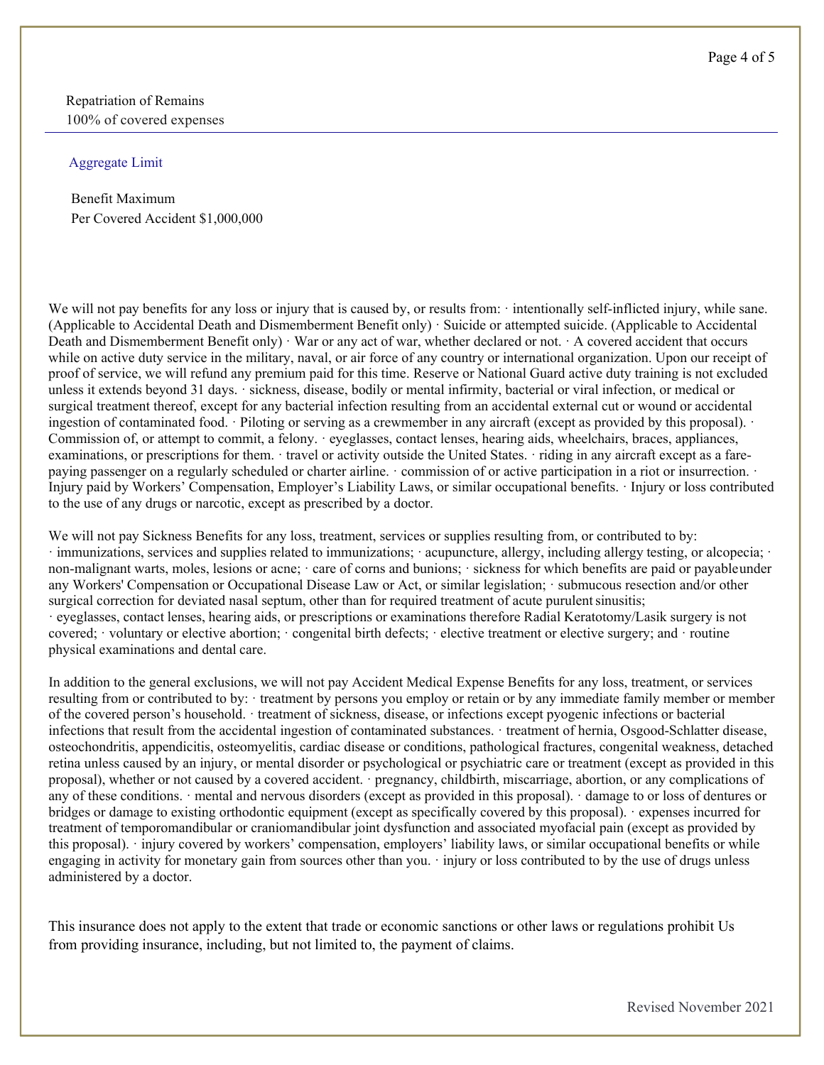Repatriation of Remains
100% of covered expenses

---

Aggregate Limit

Benefit Maximum
Per Covered Accident $1,000,000

We will not pay benefits for any loss or injury that is caused by, or results from: · intentionally self-inflicted injury, while sane. (Applicable to Accidental Death and Dismemberment Benefit only) · Suicide or attempted suicide. (Applicable to Accidental Death and Dismemberment Benefit only) · War or any act of war, whether declared or not. · A covered accident that occurs while on active duty service in the military, naval, or air force of any country or international organization. Upon our receipt of proof of service, we will refund any premium paid for this time. Reserve or National Guard active duty training is not excluded unless it extends beyond 31 days. · sickness, disease, bodily or mental infirmity, bacterial or viral infection, or medical or surgical treatment thereof, except for any bacterial infection resulting from an accidental external cut or wound or accidental ingestion of contaminated food. · Piloting or serving as a crewmember in any aircraft (except as provided by this proposal). · Commission of, or attempt to commit, a felony. · eyeglasses, contact lenses, hearing aids, wheelchairs, braces, appliances, examinations, or prescriptions for them. · travel or activity outside the United States. · riding in any aircraft except as a fare-paying passenger on a regularly scheduled or charter airline. · commission of or active participation in a riot or insurrection. · Injury paid by Workers' Compensation, Employer's Liability Laws, or similar occupational benefits. · Injury or loss contributed to the use of any drugs or narcotic, except as prescribed by a doctor.

We will not pay Sickness Benefits for any loss, treatment, services or supplies resulting from, or contributed to by: · immunizations, services and supplies related to immunizations; · acupuncture, allergy, including allergy testing, or alcopecia; · non-malignant warts, moles, lesions or acne; · care of corns and bunions; · sickness for which benefits are paid or payable under any Workers' Compensation or Occupational Disease Law or Act, or similar legislation; · submucous resection and/or other surgical correction for deviated nasal septum, other than for required treatment of acute purulent sinusitis; · eyeglasses, contact lenses, hearing aids, or prescriptions or examinations therefore Radial Keratotomy/Lasik surgery is not covered; · voluntary or elective abortion; · congenital birth defects; · elective treatment or elective surgery; and · routine physical examinations and dental care.

In addition to the general exclusions, we will not pay Accident Medical Expense Benefits for any loss, treatment, or services resulting from or contributed to by: · treatment by persons you employ or retain or by any immediate family member or member of the covered person's household. · treatment of sickness, disease, or infections except pyogenic infections or bacterial infections that result from the accidental ingestion of contaminated substances. · treatment of hernia, Osgood-Schlatter disease, osteochondritis, appendicitis, osteomyelitis, cardiac disease or conditions, pathological fractures, congenital weakness, detached retina unless caused by an injury, or mental disorder or psychological or psychiatric care or treatment (except as provided in this proposal), whether or not caused by a covered accident. · pregnancy, childbirth, miscarriage, abortion, or any complications of any of these conditions. · mental and nervous disorders (except as provided in this proposal). · damage to or loss of dentures or bridges or damage to existing orthodontic equipment (except as specifically covered by this proposal). · expenses incurred for treatment of temporomandibular or craniomandibular joint dysfunction and associated myofacial pain (except as provided by this proposal). · injury covered by workers' compensation, employers' liability laws, or similar occupational benefits or while engaging in activity for monetary gain from sources other than you. · injury or loss contributed to by the use of drugs unless administered by a doctor.

This insurance does not apply to the extent that trade or economic sanctions or other laws or regulations prohibit Us from providing insurance, including, but not limited to, the payment of claims.

Revised November 2021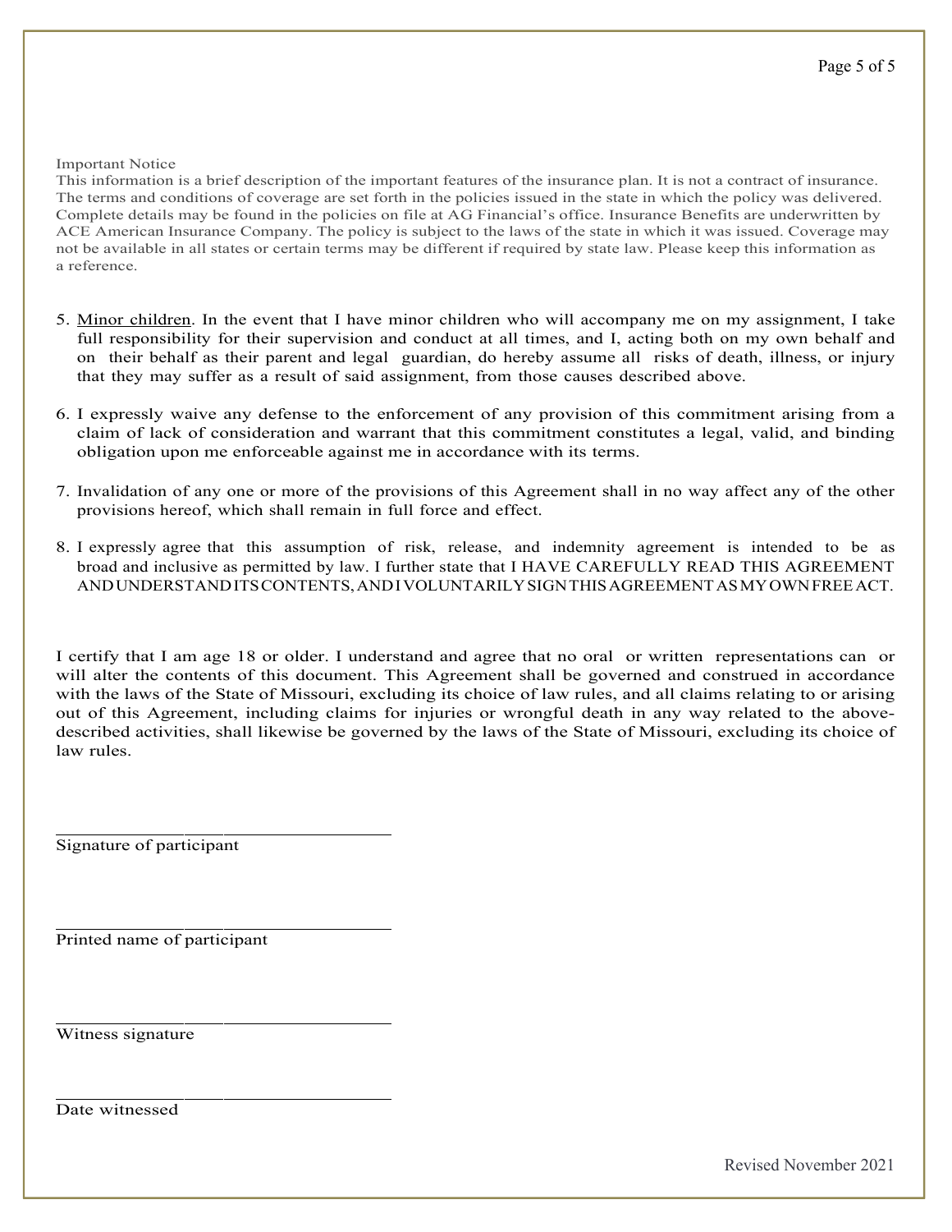Important Notice

This information is a brief description of the important features of the insurance plan. It is not a contract of insurance. The terms and conditions of coverage are set forth in the policies issued in the state in which the policy was delivered. Complete details may be found in the policies on file at AG Financial's office. Insurance Benefits are underwritten by ACE American Insurance Company. The policy is subject to the laws of the state in which it was issued. Coverage may not be available in all states or certain terms may be different if required by state law. Please keep this information as a reference.

5. Minor children. In the event that I have minor children who will accompany me on my assignment, I take full responsibility for their supervision and conduct at all times, and I, acting both on my own behalf and on their behalf as their parent and legal guardian, do hereby assume all risks of death, illness, or injury that they may suffer as a result of said assignment, from those causes described above.

6. I expressly waive any defense to the enforcement of any provision of this commitment arising from a claim of lack of consideration and warrant that this commitment constitutes a legal, valid, and binding obligation upon me enforceable against me in accordance with its terms.

7. Invalidation of any one or more of the provisions of this Agreement shall in no way affect any of the other provisions hereof, which shall remain in full force and effect.

8. I expressly agree that this assumption of risk, release, and indemnity agreement is intended to be as broad and inclusive as permitted by law. I further state that I HAVE CAREFULLY READ THIS AGREEMENT AND UNDERSTAND ITS CONTENTS, AND I VOLUNTARILY SIGN THIS AGREEMENT AS MY OWN FREE ACT.

I certify that I am age 18 or older. I understand and agree that no oral or written representations can or will alter the contents of this document. This Agreement shall be governed and construed in accordance with the laws of the State of Missouri, excluding its choice of law rules, and all claims relating to or arising out of this Agreement, including claims for injuries or wrongful death in any way related to the above-described activities, shall likewise be governed by the laws of the State of Missouri, excluding its choice of law rules.

______________________________
Signature of participant

______________________________
Printed name of participant

______________________________
Witness signature

______________________________
Date witnessed

Revised November 2021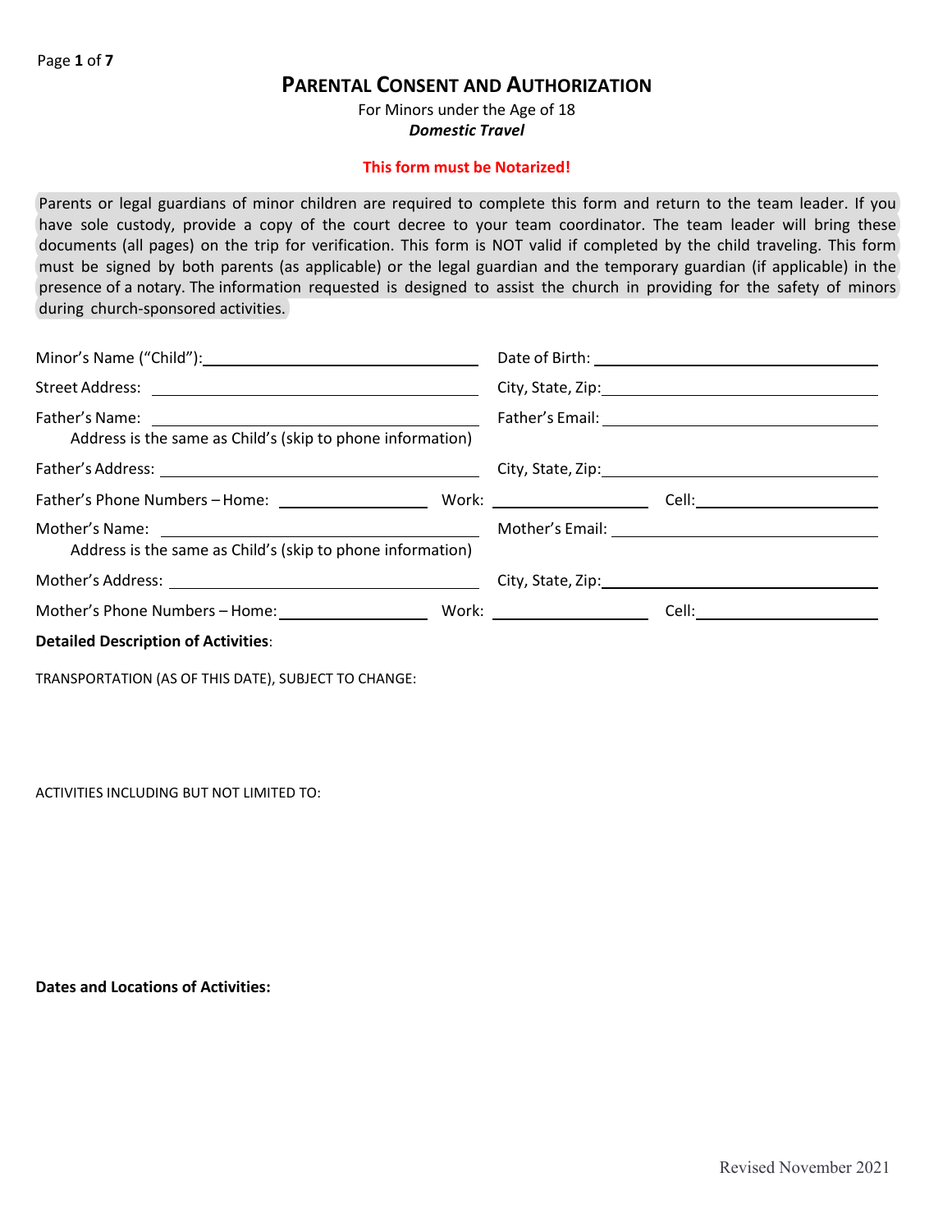# PARENTAL CONSENT AND AUTHORIZATION

For Minors under the Age of 18

***Domestic Travel***

**This form must be Notarized!**

Parents or legal guardians of minor children are required to complete this form and return to the team leader. If you have sole custody, provide a copy of the court decree to your team coordinator. The team leader will bring these documents (all pages) on the trip for verification. This form is NOT valid if completed by the child traveling. This form must be signed by both parents (as applicable) or the legal guardian and the temporary guardian (if applicable) in the presence of a notary. The information requested is designed to assist the church in providing for the safety of minors during church-sponsored activities.

Minor's Name ("Child"): ______________________ Date of Birth: ______________________

Street Address: ______________________ City, State, Zip: ______________________

Father's Name: ______________________ Father's Email: ______________________

Address is the same as Child's (skip to phone information)

Father's Address: ______________________ City, State, Zip: ______________________

Father's Phone Numbers – Home: ______________ Work: ______________ Cell: ______________

Mother's Name: ______________________ Mother's Email: ______________________

Address is the same as Child's (skip to phone information)

Mother's Address: ______________________ City, State, Zip: ______________________

Mother's Phone Numbers – Home: ______________ Work: ______________ Cell: ______________

**Detailed Description of Activities**:

TRANSPORTATION (AS OF THIS DATE), SUBJECT TO CHANGE:

ACTIVITIES INCLUDING BUT NOT LIMITED TO:

**Dates and Locations of Activities:**

Revised November 2021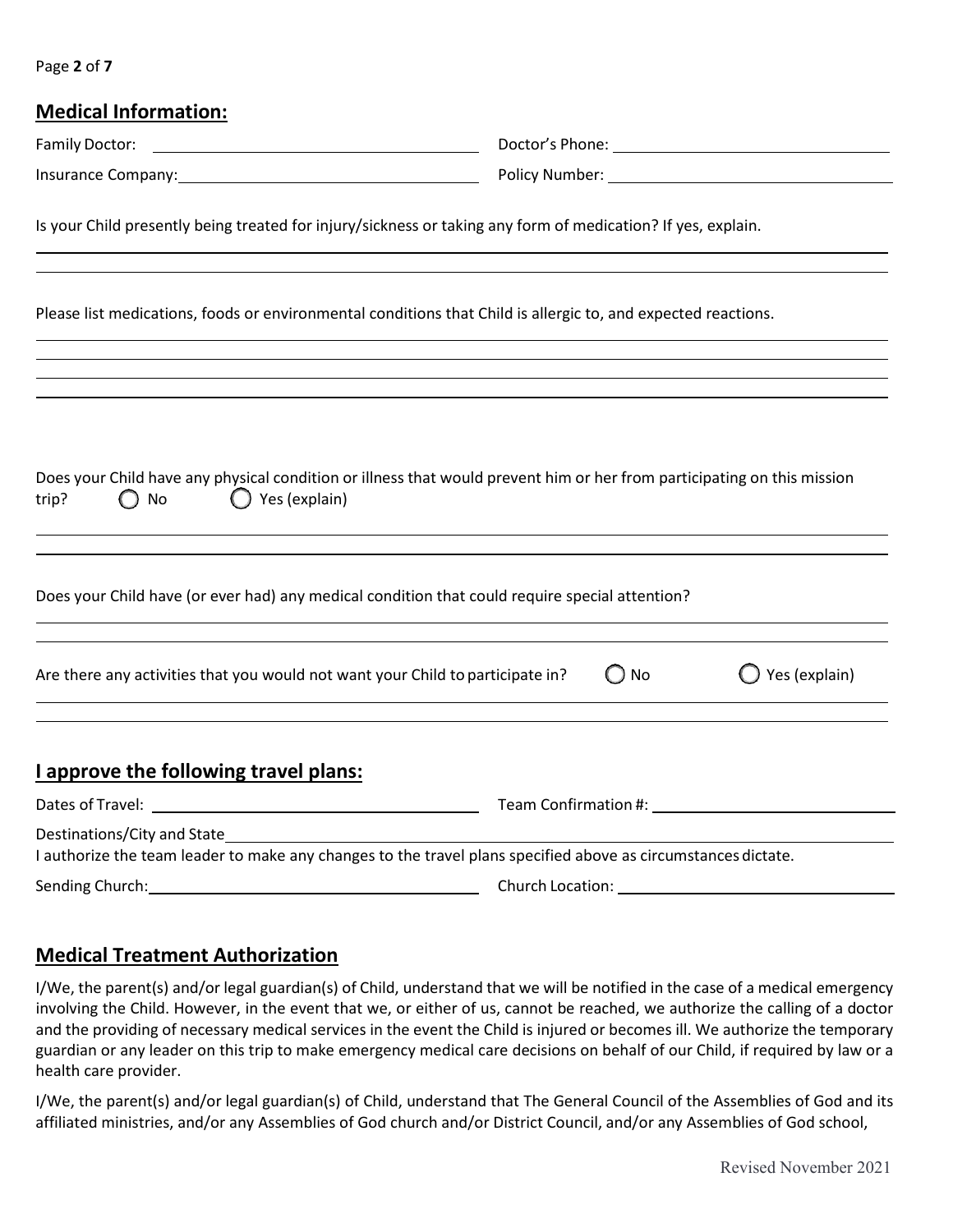## Medical Information:

Family Doctor: ______________________ Doctor's Phone: ______________________

Insurance Company: ______________________ Policy Number: ______________________

Is your Child presently being treated for injury/sickness or taking any form of medication? If yes, explain.

______________________________________________________________________

______________________________________________________________________

Please list medications, foods or environmental conditions that Child is allergic to, and expected reactions.

______________________________________________________________________

______________________________________________________________________

______________________________________________________________________

______________________________________________________________________

Does your Child have any physical condition or illness that would prevent him or her from participating on this mission trip? ◯ No ◯ Yes (explain)

______________________________________________________________________

______________________________________________________________________

Does your Child have (or ever had) any medical condition that could require special attention?

______________________________________________________________________

______________________________________________________________________

Are there any activities that you would not want your Child to participate in? ◯ No ◯ Yes (explain)

______________________________________________________________________

______________________________________________________________________

## I approve the following travel plans:

Dates of Travel: ______________________ Team Confirmation #: ______________________

Destinations/City and State ______________________________________________

I authorize the team leader to make any changes to the travel plans specified above as circumstances dictate.

Sending Church: ______________________ Church Location: ______________________

## Medical Treatment Authorization

I/We, the parent(s) and/or legal guardian(s) of Child, understand that we will be notified in the case of a medical emergency involving the Child. However, in the event that we, or either of us, cannot be reached, we authorize the calling of a doctor and the providing of necessary medical services in the event the Child is injured or becomes ill. We authorize the temporary guardian or any leader on this trip to make emergency medical care decisions on behalf of our Child, if required by law or a health care provider.

I/We, the parent(s) and/or legal guardian(s) of Child, understand that The General Council of the Assemblies of God and its affiliated ministries, and/or any Assemblies of God church and/or District Council, and/or any Assemblies of God school,

Revised November 2021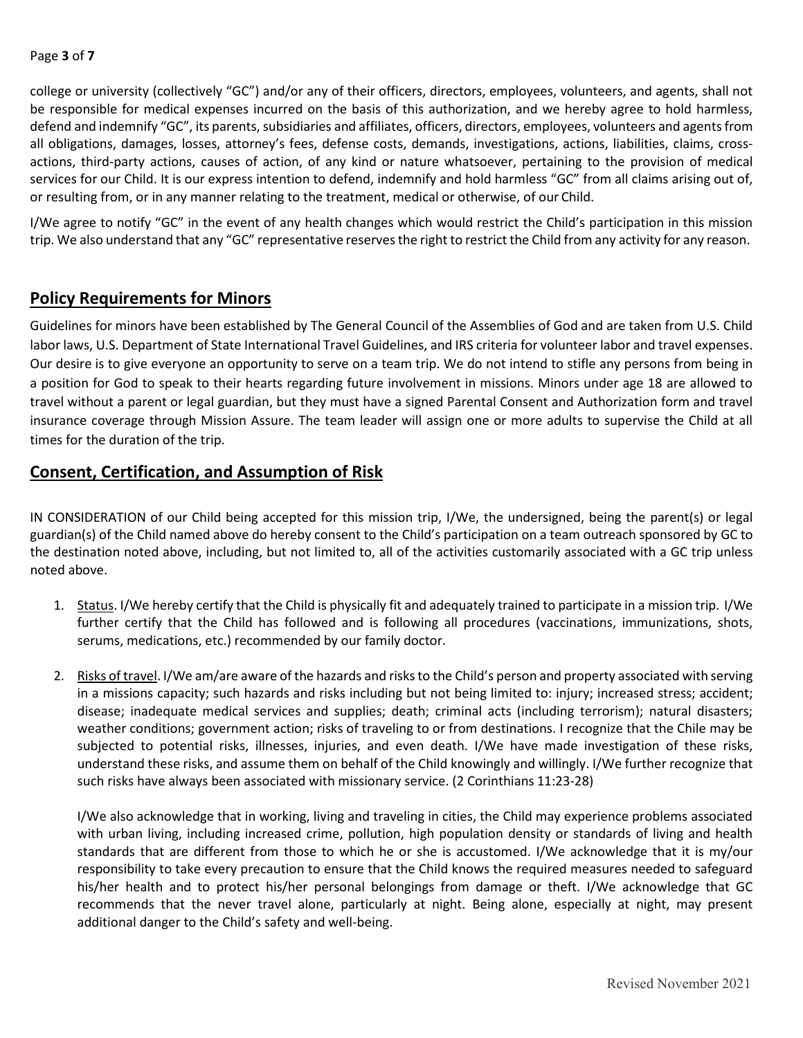college or university (collectively "GC") and/or any of their officers, directors, employees, volunteers, and agents, shall not be responsible for medical expenses incurred on the basis of this authorization, and we hereby agree to hold harmless, defend and indemnify "GC", its parents, subsidiaries and affiliates, officers, directors, employees, volunteers and agents from all obligations, damages, losses, attorney's fees, defense costs, demands, investigations, actions, liabilities, claims, cross-actions, third-party actions, causes of action, of any kind or nature whatsoever, pertaining to the provision of medical services for our Child. It is our express intention to defend, indemnify and hold harmless "GC" from all claims arising out of, or resulting from, or in any manner relating to the treatment, medical or otherwise, of our Child.

I/We agree to notify "GC" in the event of any health changes which would restrict the Child's participation in this mission trip. We also understand that any "GC" representative reserves the right to restrict the Child from any activity for any reason.

## Policy Requirements for Minors

Guidelines for minors have been established by The General Council of the Assemblies of God and are taken from U.S. Child labor laws, U.S. Department of State International Travel Guidelines, and IRS criteria for volunteer labor and travel expenses. Our desire is to give everyone an opportunity to serve on a team trip. We do not intend to stifle any persons from being in a position for God to speak to their hearts regarding future involvement in missions. Minors under age 18 are allowed to travel without a parent or legal guardian, but they must have a signed Parental Consent and Authorization form and travel insurance coverage through Mission Assure. The team leader will assign one or more adults to supervise the Child at all times for the duration of the trip.

## Consent, Certification, and Assumption of Risk

IN CONSIDERATION of our Child being accepted for this mission trip, I/We, the undersigned, being the parent(s) or legal guardian(s) of the Child named above do hereby consent to the Child's participation on a team outreach sponsored by GC to the destination noted above, including, but not limited to, all of the activities customarily associated with a GC trip unless noted above.

1. Status. I/We hereby certify that the Child is physically fit and adequately trained to participate in a mission trip. I/We further certify that the Child has followed and is following all procedures (vaccinations, immunizations, shots, serums, medications, etc.) recommended by our family doctor.

2. Risks of travel. I/We am/are aware of the hazards and risks to the Child's person and property associated with serving in a missions capacity; such hazards and risks including but not being limited to: injury; increased stress; accident; disease; inadequate medical services and supplies; death; criminal acts (including terrorism); natural disasters; weather conditions; government action; risks of traveling to or from destinations. I recognize that the Chile may be subjected to potential risks, illnesses, injuries, and even death. I/We have made investigation of these risks, understand these risks, and assume them on behalf of the Child knowingly and willingly. I/We further recognize that such risks have always been associated with missionary service. (2 Corinthians 11:23-28)

   I/We also acknowledge that in working, living and traveling in cities, the Child may experience problems associated with urban living, including increased crime, pollution, high population density or standards of living and health standards that are different from those to which he or she is accustomed. I/We acknowledge that it is my/our responsibility to take every precaution to ensure that the Child knows the required measures needed to safeguard his/her health and to protect his/her personal belongings from damage or theft. I/We acknowledge that GC recommends that the never travel alone, particularly at night. Being alone, especially at night, may present additional danger to the Child's safety and well-being.

Revised November 2021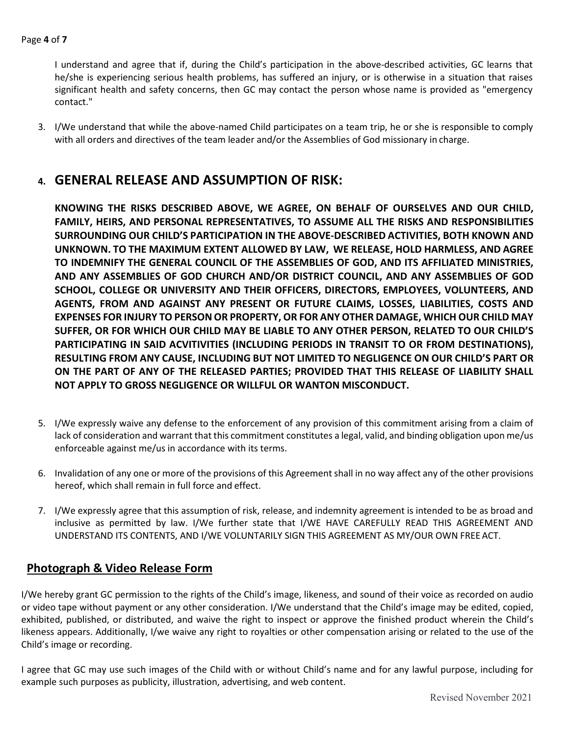I understand and agree that if, during the Child's participation in the above-described activities, GC learns that he/she is experiencing serious health problems, has suffered an injury, or is otherwise in a situation that raises significant health and safety concerns, then GC may contact the person whose name is provided as "emergency contact."

3. I/We understand that while the above-named Child participates on a team trip, he or she is responsible to comply with all orders and directives of the team leader and/or the Assemblies of God missionary in charge.

## 4. GENERAL RELEASE AND ASSUMPTION OF RISK:

**KNOWING THE RISKS DESCRIBED ABOVE, WE AGREE, ON BEHALF OF OURSELVES AND OUR CHILD, FAMILY, HEIRS, AND PERSONAL REPRESENTATIVES, TO ASSUME ALL THE RISKS AND RESPONSIBILITIES SURROUNDING OUR CHILD'S PARTICIPATION IN THE ABOVE-DESCRIBED ACTIVITIES, BOTH KNOWN AND UNKNOWN. TO THE MAXIMUM EXTENT ALLOWED BY LAW, WE RELEASE, HOLD HARMLESS, AND AGREE TO INDEMNIFY THE GENERAL COUNCIL OF THE ASSEMBLIES OF GOD, AND ITS AFFILIATED MINISTRIES, AND ANY ASSEMBLIES OF GOD CHURCH AND/OR DISTRICT COUNCIL, AND ANY ASSEMBLIES OF GOD SCHOOL, COLLEGE OR UNIVERSITY AND THEIR OFFICERS, DIRECTORS, EMPLOYEES, VOLUNTEERS, AND AGENTS, FROM AND AGAINST ANY PRESENT OR FUTURE CLAIMS, LOSSES, LIABILITIES, COSTS AND EXPENSES FOR INJURY TO PERSON OR PROPERTY, OR FOR ANY OTHER DAMAGE, WHICH OUR CHILD MAY SUFFER, OR FOR WHICH OUR CHILD MAY BE LIABLE TO ANY OTHER PERSON, RELATED TO OUR CHILD'S PARTICIPATING IN SAID ACVITIVITIES (INCLUDING PERIODS IN TRANSIT TO OR FROM DESTINATIONS), RESULTING FROM ANY CAUSE, INCLUDING BUT NOT LIMITED TO NEGLIGENCE ON OUR CHILD'S PART OR ON THE PART OF ANY OF THE RELEASED PARTIES; PROVIDED THAT THIS RELEASE OF LIABILITY SHALL NOT APPLY TO GROSS NEGLIGENCE OR WILLFUL OR WANTON MISCONDUCT.**

5. I/We expressly waive any defense to the enforcement of any provision of this commitment arising from a claim of lack of consideration and warrant that this commitment constitutes a legal, valid, and binding obligation upon me/us enforceable against me/us in accordance with its terms.

6. Invalidation of any one or more of the provisions of this Agreement shall in no way affect any of the other provisions hereof, which shall remain in full force and effect.

7. I/We expressly agree that this assumption of risk, release, and indemnity agreement is intended to be as broad and inclusive as permitted by law. I/We further state that I/WE HAVE CAREFULLY READ THIS AGREEMENT AND UNDERSTAND ITS CONTENTS, AND I/WE VOLUNTARILY SIGN THIS AGREEMENT AS MY/OUR OWN FREE ACT.

## Photograph & Video Release Form

I/We hereby grant GC permission to the rights of the Child's image, likeness, and sound of their voice as recorded on audio or video tape without payment or any other consideration. I/We understand that the Child's image may be edited, copied, exhibited, published, or distributed, and waive the right to inspect or approve the finished product wherein the Child's likeness appears. Additionally, I/we waive any right to royalties or other compensation arising or related to the use of the Child's image or recording.

I agree that GC may use such images of the Child with or without Child's name and for any lawful purpose, including for example such purposes as publicity, illustration, advertising, and web content.

Revised November 2021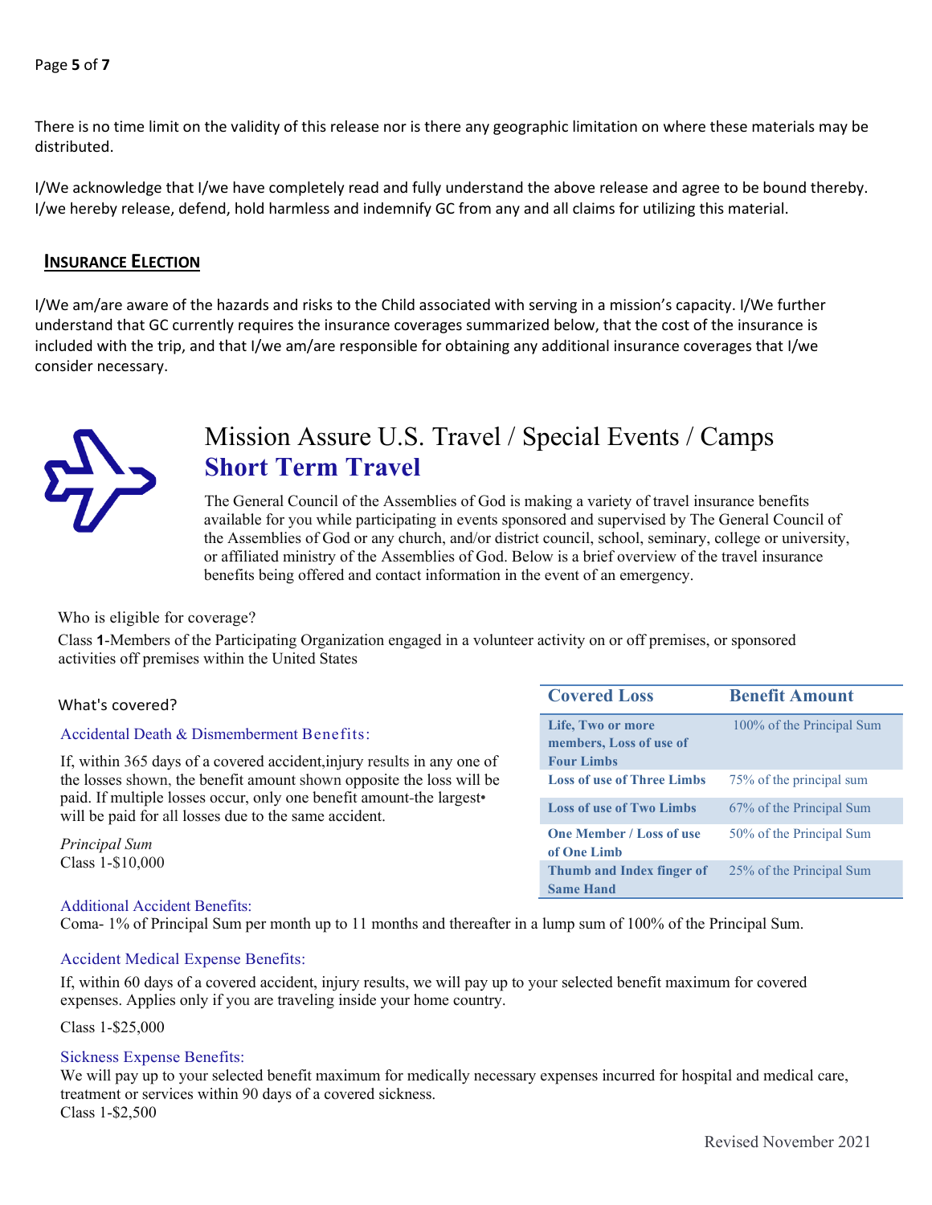There is no time limit on the validity of this release nor is there any geographic limitation on where these materials may be distributed.

I/We acknowledge that I/we have completely read and fully understand the above release and agree to be bound thereby. I/we hereby release, defend, hold harmless and indemnify GC from any and all claims for utilizing this material.

## INSURANCE ELECTION

I/We am/are aware of the hazards and risks to the Child associated with serving in a mission's capacity. I/We further understand that GC currently requires the insurance coverages summarized below, that the cost of the insurance is included with the trip, and that I/we am/are responsible for obtaining any additional insurance coverages that I/we consider necessary.

# Mission Assure U.S. Travel / Special Events / Camps

## Short Term Travel

The General Council of the Assemblies of God is making a variety of travel insurance benefits available for you while participating in events sponsored and supervised by The General Council of the Assemblies of God or any church, and/or district council, school, seminary, college or university, or affiliated ministry of the Assemblies of God. Below is a brief overview of the travel insurance benefits being offered and contact information in the event of an emergency.

Who is eligible for coverage?

Class **1**-Members of the Participating Organization engaged in a volunteer activity on or off premises, or sponsored activities off premises within the United States

What's covered?

Accidental Death & Dismemberment Benefits:

If, within 365 days of a covered accident,injury results in any one of the losses shown, the benefit amount shown opposite the loss will be paid. If multiple losses occur, only one benefit amount-the largest• will be paid for all losses due to the same accident.

*Principal Sum*
Class 1-$10,000

| Covered Loss | Benefit Amount |
|---|---|
| **Life, Two or more members, Loss of use of Four Limbs** | 100% of the Principal Sum |
| **Loss of use of Three Limbs** | 75% of the principal sum |
| **Loss of use of Two Limbs** | 67% of the Principal Sum |
| **One Member / Loss of use of One Limb** | 50% of the Principal Sum |
| **Thumb and Index finger of Same Hand** | 25% of the Principal Sum |

Additional Accident Benefits:
Coma- 1% of Principal Sum per month up to 11 months and thereafter in a lump sum of 100% of the Principal Sum.

Accident Medical Expense Benefits:

If, within 60 days of a covered accident, injury results, we will pay up to your selected benefit maximum for covered expenses. Applies only if you are traveling inside your home country.

Class 1-$25,000

Sickness Expense Benefits:
We will pay up to your selected benefit maximum for medically necessary expenses incurred for hospital and medical care, treatment or services within 90 days of a covered sickness.
Class 1-$2,500

Revised November 2021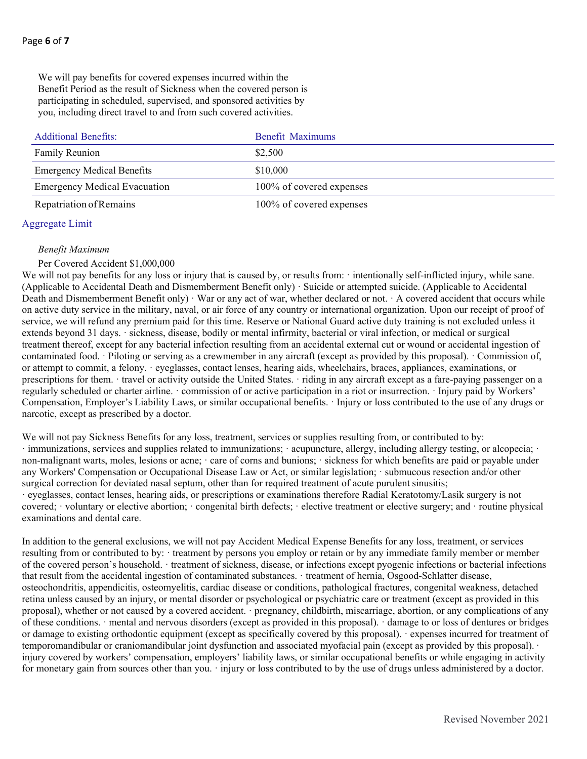We will pay benefits for covered expenses incurred within the Benefit Period as the result of Sickness when the covered person is participating in scheduled, supervised, and sponsored activities by you, including direct travel to and from such covered activities.

| Additional Benefits: | Benefit Maximums |
|---|---|
| Family Reunion | $2,500 |
| Emergency Medical Benefits | $10,000 |
| Emergency Medical Evacuation | 100% of covered expenses |
| Repatriation of Remains | 100% of covered expenses |

## Aggregate Limit

*Benefit Maximum*

Per Covered Accident $1,000,000

We will not pay benefits for any loss or injury that is caused by, or results from: · intentionally self-inflicted injury, while sane. (Applicable to Accidental Death and Dismemberment Benefit only) · Suicide or attempted suicide. (Applicable to Accidental Death and Dismemberment Benefit only) · War or any act of war, whether declared or not. · A covered accident that occurs while on active duty service in the military, naval, or air force of any country or international organization. Upon our receipt of proof of service, we will refund any premium paid for this time. Reserve or National Guard active duty training is not excluded unless it extends beyond 31 days. · sickness, disease, bodily or mental infirmity, bacterial or viral infection, or medical or surgical treatment thereof, except for any bacterial infection resulting from an accidental external cut or wound or accidental ingestion of contaminated food. · Piloting or serving as a crewmember in any aircraft (except as provided by this proposal). · Commission of, or attempt to commit, a felony. · eyeglasses, contact lenses, hearing aids, wheelchairs, braces, appliances, examinations, or prescriptions for them. · travel or activity outside the United States. · riding in any aircraft except as a fare-paying passenger on a regularly scheduled or charter airline. · commission of or active participation in a riot or insurrection. · Injury paid by Workers' Compensation, Employer's Liability Laws, or similar occupational benefits. · Injury or loss contributed to the use of any drugs or narcotic, except as prescribed by a doctor.

We will not pay Sickness Benefits for any loss, treatment, services or supplies resulting from, or contributed to by: · immunizations, services and supplies related to immunizations; · acupuncture, allergy, including allergy testing, or alcopecia; · non-malignant warts, moles, lesions or acne; · care of corns and bunions; · sickness for which benefits are paid or payable under any Workers' Compensation or Occupational Disease Law or Act, or similar legislation; · submucous resection and/or other surgical correction for deviated nasal septum, other than for required treatment of acute purulent sinusitis; · eyeglasses, contact lenses, hearing aids, or prescriptions or examinations therefore Radial Keratotomy/Lasik surgery is not covered; · voluntary or elective abortion; · congenital birth defects; · elective treatment or elective surgery; and · routine physical examinations and dental care.

In addition to the general exclusions, we will not pay Accident Medical Expense Benefits for any loss, treatment, or services resulting from or contributed to by: · treatment by persons you employ or retain or by any immediate family member or member of the covered person's household. · treatment of sickness, disease, or infections except pyogenic infections or bacterial infections that result from the accidental ingestion of contaminated substances. · treatment of hernia, Osgood-Schlatter disease, osteochondritis, appendicitis, osteomyelitis, cardiac disease or conditions, pathological fractures, congenital weakness, detached retina unless caused by an injury, or mental disorder or psychological or psychiatric care or treatment (except as provided in this proposal), whether or not caused by a covered accident. · pregnancy, childbirth, miscarriage, abortion, or any complications of any of these conditions. · mental and nervous disorders (except as provided in this proposal). · damage to or loss of dentures or bridges or damage to existing orthodontic equipment (except as specifically covered by this proposal). · expenses incurred for treatment of temporomandibular or craniomandibular joint dysfunction and associated myofacial pain (except as provided by this proposal). · injury covered by workers' compensation, employers' liability laws, or similar occupational benefits or while engaging in activity for monetary gain from sources other than you. · injury or loss contributed to by the use of drugs unless administered by a doctor.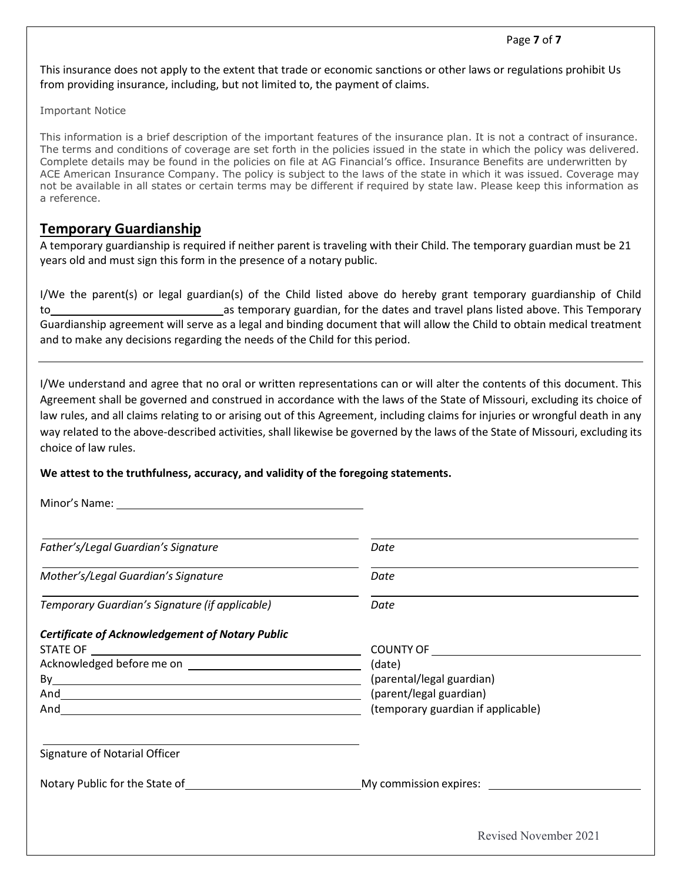This insurance does not apply to the extent that trade or economic sanctions or other laws or regulations prohibit Us from providing insurance, including, but not limited to, the payment of claims.

Important Notice

This information is a brief description of the important features of the insurance plan. It is not a contract of insurance. The terms and conditions of coverage are set forth in the policies issued in the state in which the policy was delivered. Complete details may be found in the policies on file at AG Financial's office. Insurance Benefits are underwritten by ACE American Insurance Company. The policy is subject to the laws of the state in which it was issued. Coverage may not be available in all states or certain terms may be different if required by state law. Please keep this information as a reference.

## Temporary Guardianship

A temporary guardianship is required if neither parent is traveling with their Child. The temporary guardian must be 21 years old and must sign this form in the presence of a notary public.

I/We the parent(s) or legal guardian(s) of the Child listed above do hereby grant temporary guardianship of Child to______________________________ as temporary guardian, for the dates and travel plans listed above. This Temporary Guardianship agreement will serve as a legal and binding document that will allow the Child to obtain medical treatment and to make any decisions regarding the needs of the Child for this period.

---

I/We understand and agree that no oral or written representations can or will alter the contents of this document. This Agreement shall be governed and construed in accordance with the laws of the State of Missouri, excluding its choice of law rules, and all claims relating to or arising out of this Agreement, including claims for injuries or wrongful death in any way related to the above-described activities, shall likewise be governed by the laws of the State of Missouri, excluding its choice of law rules.

**We attest to the truthfulness, accuracy, and validity of the foregoing statements.**

Minor's Name: ________________________________________

________________________________________ ________________________________________
*Father's/Legal Guardian's Signature* *Date*

________________________________________ ________________________________________
*Mother's/Legal Guardian's Signature* *Date*

________________________________________ ________________________________________
*Temporary Guardian's Signature (if applicable)* *Date*

***Certificate of Acknowledgement of Notary Public***

STATE OF ________________________________________ COUNTY OF ______________________________

Acknowledged before me on ______________________________ (date)

By________________________________________ (parental/legal guardian)

And________________________________________ (parent/legal guardian)

And________________________________________ (temporary guardian if applicable)

________________________________________
Signature of Notarial Officer

Notary Public for the State of______________________________ My commission expires: ______________________

Revised November 2021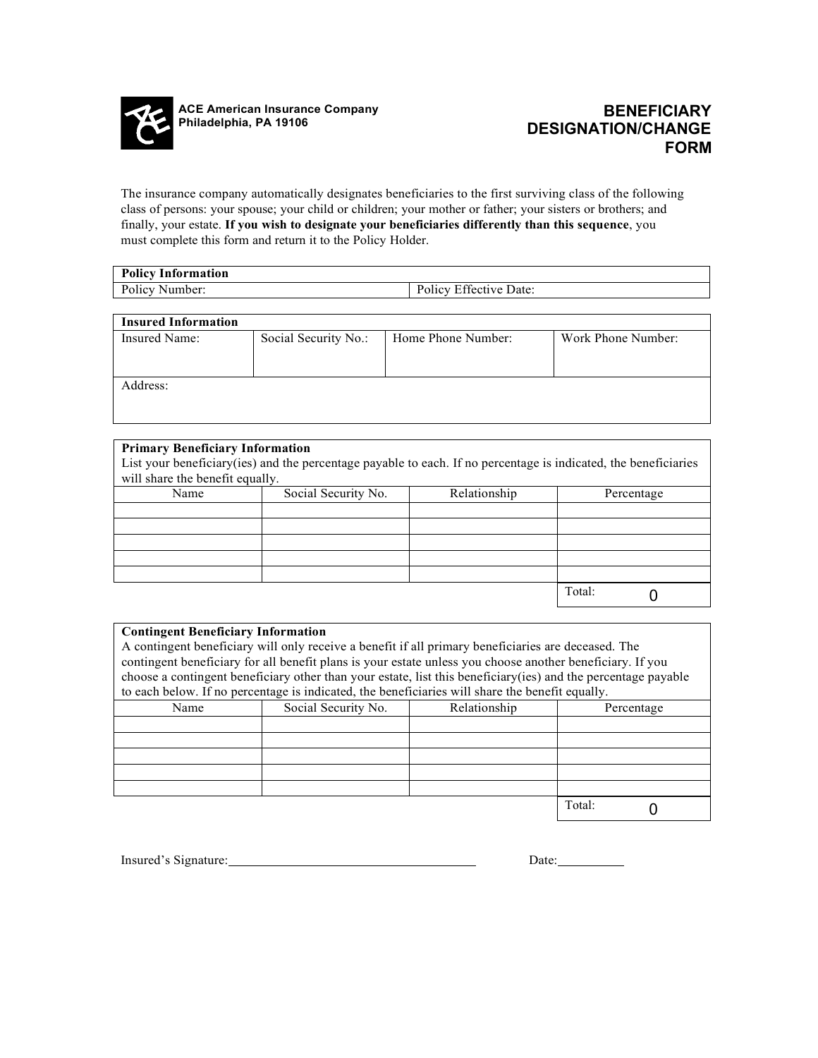ACE American Insurance Company
Philadelphia, PA 19106

# BENEFICIARY DESIGNATION/CHANGE FORM

The insurance company automatically designates beneficiaries to the first surviving class of the following class of persons: your spouse; your child or children; your mother or father; your sisters or brothers; and finally, your estate. **If you wish to designate your beneficiaries differently than this sequence**, you must complete this form and return it to the Policy Holder.

| **Policy Information** | |
|---|---|
| Policy Number: | Policy Effective Date: |

| **Insured Information** | | | |
|---|---|---|---|
| Insured Name: | Social Security No.: | Home Phone Number: | Work Phone Number: |
| Address: | | | |

**Primary Beneficiary Information**

List your beneficiary(ies) and the percentage payable to each. If no percentage is indicated, the beneficiaries will share the benefit equally.

| Name | Social Security No. | Relationship | Percentage |
|---|---|---|---|
| | | | |
| | | | |
| | | | |
| | | | |
| | | | |
| | | | Total: 0 |

**Contingent Beneficiary Information**

A contingent beneficiary will only receive a benefit if all primary beneficiaries are deceased. The contingent beneficiary for all benefit plans is your estate unless you choose another beneficiary. If you choose a contingent beneficiary other than your estate, list this beneficiary(ies) and the percentage payable to each below. If no percentage is indicated, the beneficiaries will share the benefit equally.

| Name | Social Security No. | Relationship | Percentage |
|---|---|---|---|
| | | | |
| | | | |
| | | | |
| | | | |
| | | | |
| | | | Total: 0 |

Insured's Signature:______________________________ Date:__________